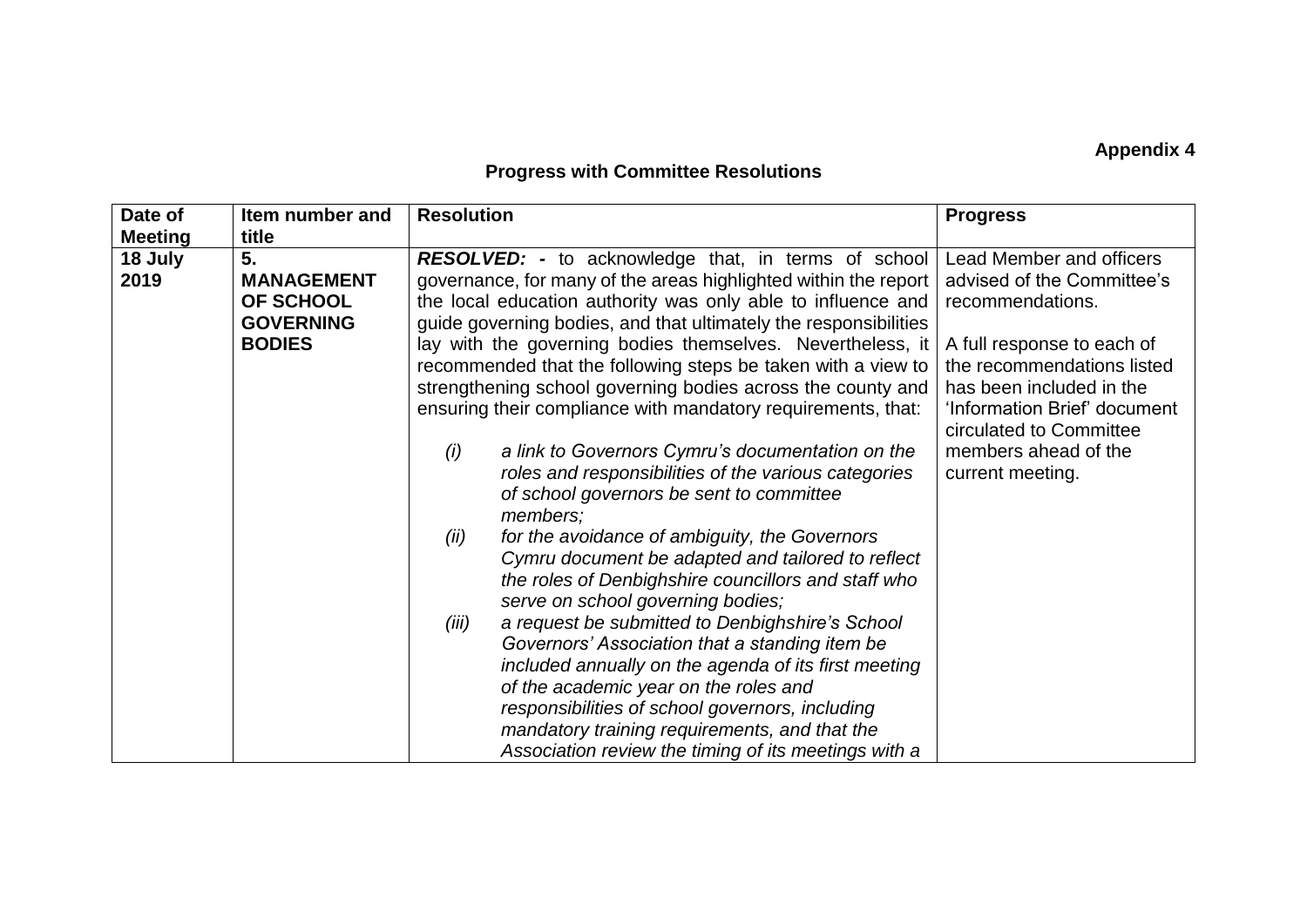**Appendix 4**

## Progress with Committee Resolutions

| Date of Meeting | Item number and title | Resolution | Progress |
|---|---|---|---|
| **18 July 2019** | **5. MANAGEMENT OF SCHOOL GOVERNING BODIES** | ***RESOLVED: -*** to acknowledge that, in terms of school governance, for many of the areas highlighted within the report the local education authority was only able to influence and guide governing bodies, and that ultimately the responsibilities lay with the governing bodies themselves. Nevertheless, it recommended that the following steps be taken with a view to strengthening school governing bodies across the county and ensuring their compliance with mandatory requirements, that:<br><br>*(i) a link to Governors Cymru's documentation on the roles and responsibilities of the various categories of school governors be sent to committee members;*<br>*(ii) for the avoidance of ambiguity, the Governors Cymru document be adapted and tailored to reflect the roles of Denbighshire councillors and staff who serve on school governing bodies;*<br>*(iii) a request be submitted to Denbighshire's School Governors' Association that a standing item be included annually on the agenda of its first meeting of the academic year on the roles and responsibilities of school governors, including mandatory training requirements, and that the Association review the timing of its meetings with a* | Lead Member and officers advised of the Committee's recommendations.<br><br>A full response to each of the recommendations listed has been included in the 'Information Brief' document circulated to Committee members ahead of the current meeting. |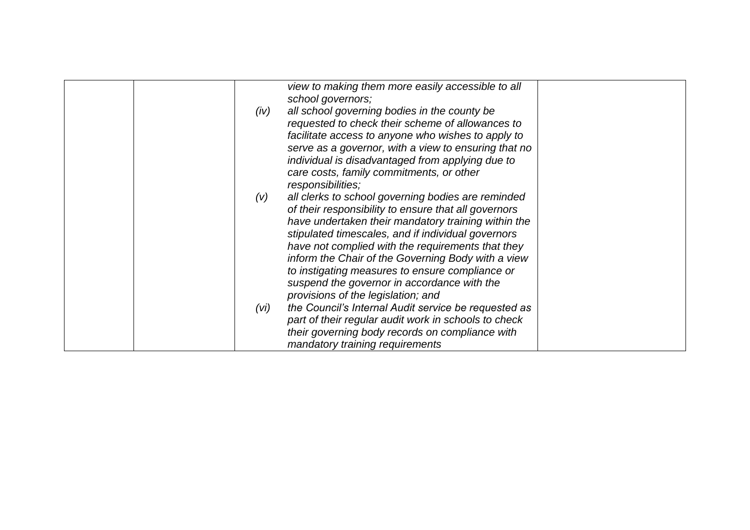| | | | |
|---|---|---|---|
| | | *view to making them more easily accessible to all school governors;*<br>*(iv) all school governing bodies in the county be requested to check their scheme of allowances to facilitate access to anyone who wishes to apply to serve as a governor, with a view to ensuring that no individual is disadvantaged from applying due to care costs, family commitments, or other responsibilities;*<br>*(v) all clerks to school governing bodies are reminded of their responsibility to ensure that all governors have undertaken their mandatory training within the stipulated timescales, and if individual governors have not complied with the requirements that they inform the Chair of the Governing Body with a view to instigating measures to ensure compliance or suspend the governor in accordance with the provisions of the legislation; and*<br>*(vi) the Council's Internal Audit service be requested as part of their regular audit work in schools to check their governing body records on compliance with mandatory training requirements* | |